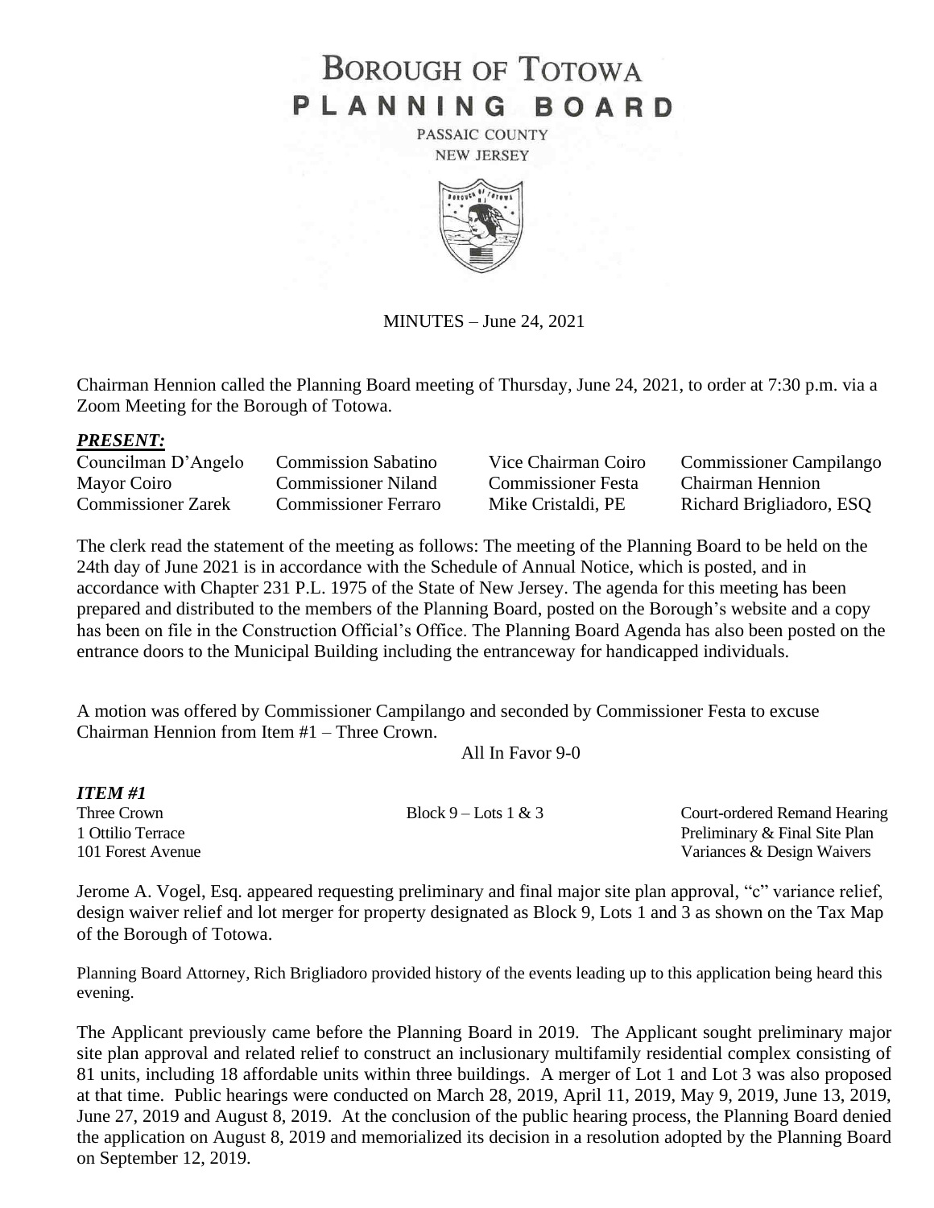# BOROUGH OF TOTOWA
# PLANNING BOARD

PASSAIC COUNTY
NEW JERSEY

MINUTES – June 24, 2021

Chairman Hennion called the Planning Board meeting of Thursday, June 24, 2021, to order at 7:30 p.m. via a Zoom Meeting for the Borough of Totowa.

***PRESENT:***

| | | | |
|---|---|---|---|
| Councilman D'Angelo | Commission Sabatino | Vice Chairman Coiro | Commissioner Campilango |
| Mayor Coiro | Commissioner Niland | Commissioner Festa | Chairman Hennion |
| Commissioner Zarek | Commissioner Ferraro | Mike Cristaldi, PE | Richard Brigliadoro, ESQ |

The clerk read the statement of the meeting as follows: The meeting of the Planning Board to be held on the 24th day of June 2021 is in accordance with the Schedule of Annual Notice, which is posted, and in accordance with Chapter 231 P.L. 1975 of the State of New Jersey. The agenda for this meeting has been prepared and distributed to the members of the Planning Board, posted on the Borough's website and a copy has been on file in the Construction Official's Office. The Planning Board Agenda has also been posted on the entrance doors to the Municipal Building including the entranceway for handicapped individuals.

A motion was offered by Commissioner Campilango and seconded by Commissioner Festa to excuse Chairman Hennion from Item #1 – Three Crown.

All In Favor 9-0

***ITEM #1***

| | | |
|---|---|---|
| Three Crown | Block 9 – Lots 1 & 3 | Court-ordered Remand Hearing |
| 1 Ottilio Terrace | | Preliminary & Final Site Plan |
| 101 Forest Avenue | | Variances & Design Waivers |

Jerome A. Vogel, Esq. appeared requesting preliminary and final major site plan approval, "c" variance relief, design waiver relief and lot merger for property designated as Block 9, Lots 1 and 3 as shown on the Tax Map of the Borough of Totowa.

Planning Board Attorney, Rich Brigliadoro provided history of the events leading up to this application being heard this evening.

The Applicant previously came before the Planning Board in 2019. The Applicant sought preliminary major site plan approval and related relief to construct an inclusionary multifamily residential complex consisting of 81 units, including 18 affordable units within three buildings. A merger of Lot 1 and Lot 3 was also proposed at that time. Public hearings were conducted on March 28, 2019, April 11, 2019, May 9, 2019, June 13, 2019, June 27, 2019 and August 8, 2019. At the conclusion of the public hearing process, the Planning Board denied the application on August 8, 2019 and memorialized its decision in a resolution adopted by the Planning Board on September 12, 2019.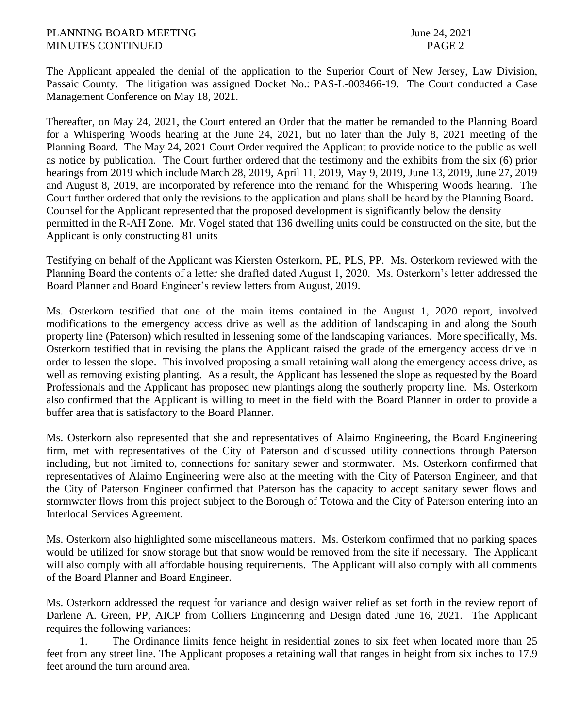The Applicant appealed the denial of the application to the Superior Court of New Jersey, Law Division, Passaic County. The litigation was assigned Docket No.: PAS-L-003466-19. The Court conducted a Case Management Conference on May 18, 2021.

Thereafter, on May 24, 2021, the Court entered an Order that the matter be remanded to the Planning Board for a Whispering Woods hearing at the June 24, 2021, but no later than the July 8, 2021 meeting of the Planning Board. The May 24, 2021 Court Order required the Applicant to provide notice to the public as well as notice by publication. The Court further ordered that the testimony and the exhibits from the six (6) prior hearings from 2019 which include March 28, 2019, April 11, 2019, May 9, 2019, June 13, 2019, June 27, 2019 and August 8, 2019, are incorporated by reference into the remand for the Whispering Woods hearing. The Court further ordered that only the revisions to the application and plans shall be heard by the Planning Board. Counsel for the Applicant represented that the proposed development is significantly below the density permitted in the R-AH Zone. Mr. Vogel stated that 136 dwelling units could be constructed on the site, but the Applicant is only constructing 81 units

Testifying on behalf of the Applicant was Kiersten Osterkorn, PE, PLS, PP. Ms. Osterkorn reviewed with the Planning Board the contents of a letter she drafted dated August 1, 2020. Ms. Osterkorn's letter addressed the Board Planner and Board Engineer's review letters from August, 2019.

Ms. Osterkorn testified that one of the main items contained in the August 1, 2020 report, involved modifications to the emergency access drive as well as the addition of landscaping in and along the South property line (Paterson) which resulted in lessening some of the landscaping variances. More specifically, Ms. Osterkorn testified that in revising the plans the Applicant raised the grade of the emergency access drive in order to lessen the slope. This involved proposing a small retaining wall along the emergency access drive, as well as removing existing planting. As a result, the Applicant has lessened the slope as requested by the Board Professionals and the Applicant has proposed new plantings along the southerly property line. Ms. Osterkorn also confirmed that the Applicant is willing to meet in the field with the Board Planner in order to provide a buffer area that is satisfactory to the Board Planner.

Ms. Osterkorn also represented that she and representatives of Alaimo Engineering, the Board Engineering firm, met with representatives of the City of Paterson and discussed utility connections through Paterson including, but not limited to, connections for sanitary sewer and stormwater. Ms. Osterkorn confirmed that representatives of Alaimo Engineering were also at the meeting with the City of Paterson Engineer, and that the City of Paterson Engineer confirmed that Paterson has the capacity to accept sanitary sewer flows and stormwater flows from this project subject to the Borough of Totowa and the City of Paterson entering into an Interlocal Services Agreement.

Ms. Osterkorn also highlighted some miscellaneous matters. Ms. Osterkorn confirmed that no parking spaces would be utilized for snow storage but that snow would be removed from the site if necessary. The Applicant will also comply with all affordable housing requirements. The Applicant will also comply with all comments of the Board Planner and Board Engineer.

Ms. Osterkorn addressed the request for variance and design waiver relief as set forth in the review report of Darlene A. Green, PP, AICP from Colliers Engineering and Design dated June 16, 2021. The Applicant requires the following variances:

1. The Ordinance limits fence height in residential zones to six feet when located more than 25 feet from any street line. The Applicant proposes a retaining wall that ranges in height from six inches to 17.9 feet around the turn around area.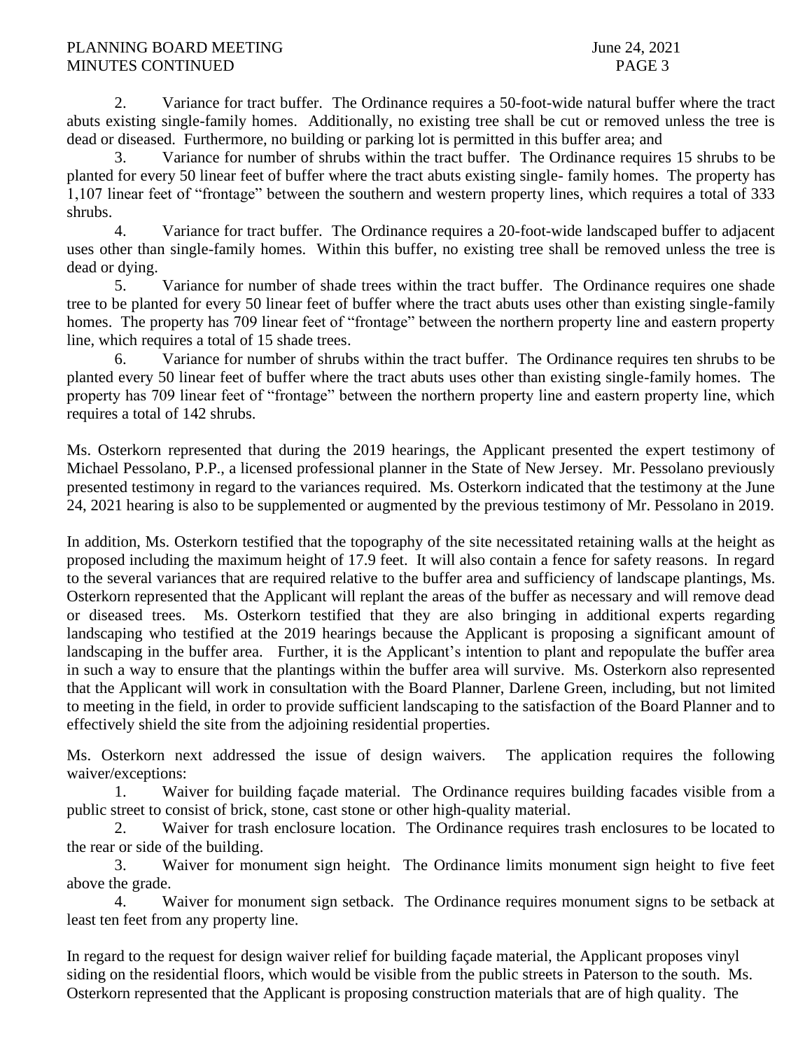2. Variance for tract buffer. The Ordinance requires a 50-foot-wide natural buffer where the tract abuts existing single-family homes. Additionally, no existing tree shall be cut or removed unless the tree is dead or diseased. Furthermore, no building or parking lot is permitted in this buffer area; and

3. Variance for number of shrubs within the tract buffer. The Ordinance requires 15 shrubs to be planted for every 50 linear feet of buffer where the tract abuts existing single- family homes. The property has 1,107 linear feet of "frontage" between the southern and western property lines, which requires a total of 333 shrubs.

4. Variance for tract buffer. The Ordinance requires a 20-foot-wide landscaped buffer to adjacent uses other than single-family homes. Within this buffer, no existing tree shall be removed unless the tree is dead or dying.

5. Variance for number of shade trees within the tract buffer. The Ordinance requires one shade tree to be planted for every 50 linear feet of buffer where the tract abuts uses other than existing single-family homes. The property has 709 linear feet of "frontage" between the northern property line and eastern property line, which requires a total of 15 shade trees.

6. Variance for number of shrubs within the tract buffer. The Ordinance requires ten shrubs to be planted every 50 linear feet of buffer where the tract abuts uses other than existing single-family homes. The property has 709 linear feet of "frontage" between the northern property line and eastern property line, which requires a total of 142 shrubs.

Ms. Osterkorn represented that during the 2019 hearings, the Applicant presented the expert testimony of Michael Pessolano, P.P., a licensed professional planner in the State of New Jersey. Mr. Pessolano previously presented testimony in regard to the variances required. Ms. Osterkorn indicated that the testimony at the June 24, 2021 hearing is also to be supplemented or augmented by the previous testimony of Mr. Pessolano in 2019.

In addition, Ms. Osterkorn testified that the topography of the site necessitated retaining walls at the height as proposed including the maximum height of 17.9 feet. It will also contain a fence for safety reasons. In regard to the several variances that are required relative to the buffer area and sufficiency of landscape plantings, Ms. Osterkorn represented that the Applicant will replant the areas of the buffer as necessary and will remove dead or diseased trees. Ms. Osterkorn testified that they are also bringing in additional experts regarding landscaping who testified at the 2019 hearings because the Applicant is proposing a significant amount of landscaping in the buffer area. Further, it is the Applicant's intention to plant and repopulate the buffer area in such a way to ensure that the plantings within the buffer area will survive. Ms. Osterkorn also represented that the Applicant will work in consultation with the Board Planner, Darlene Green, including, but not limited to meeting in the field, in order to provide sufficient landscaping to the satisfaction of the Board Planner and to effectively shield the site from the adjoining residential properties.

Ms. Osterkorn next addressed the issue of design waivers. The application requires the following waiver/exceptions:

1. Waiver for building façade material. The Ordinance requires building facades visible from a public street to consist of brick, stone, cast stone or other high-quality material.

2. Waiver for trash enclosure location. The Ordinance requires trash enclosures to be located to the rear or side of the building.

3. Waiver for monument sign height. The Ordinance limits monument sign height to five feet above the grade.

4. Waiver for monument sign setback. The Ordinance requires monument signs to be setback at least ten feet from any property line.

In regard to the request for design waiver relief for building façade material, the Applicant proposes vinyl siding on the residential floors, which would be visible from the public streets in Paterson to the south. Ms. Osterkorn represented that the Applicant is proposing construction materials that are of high quality. The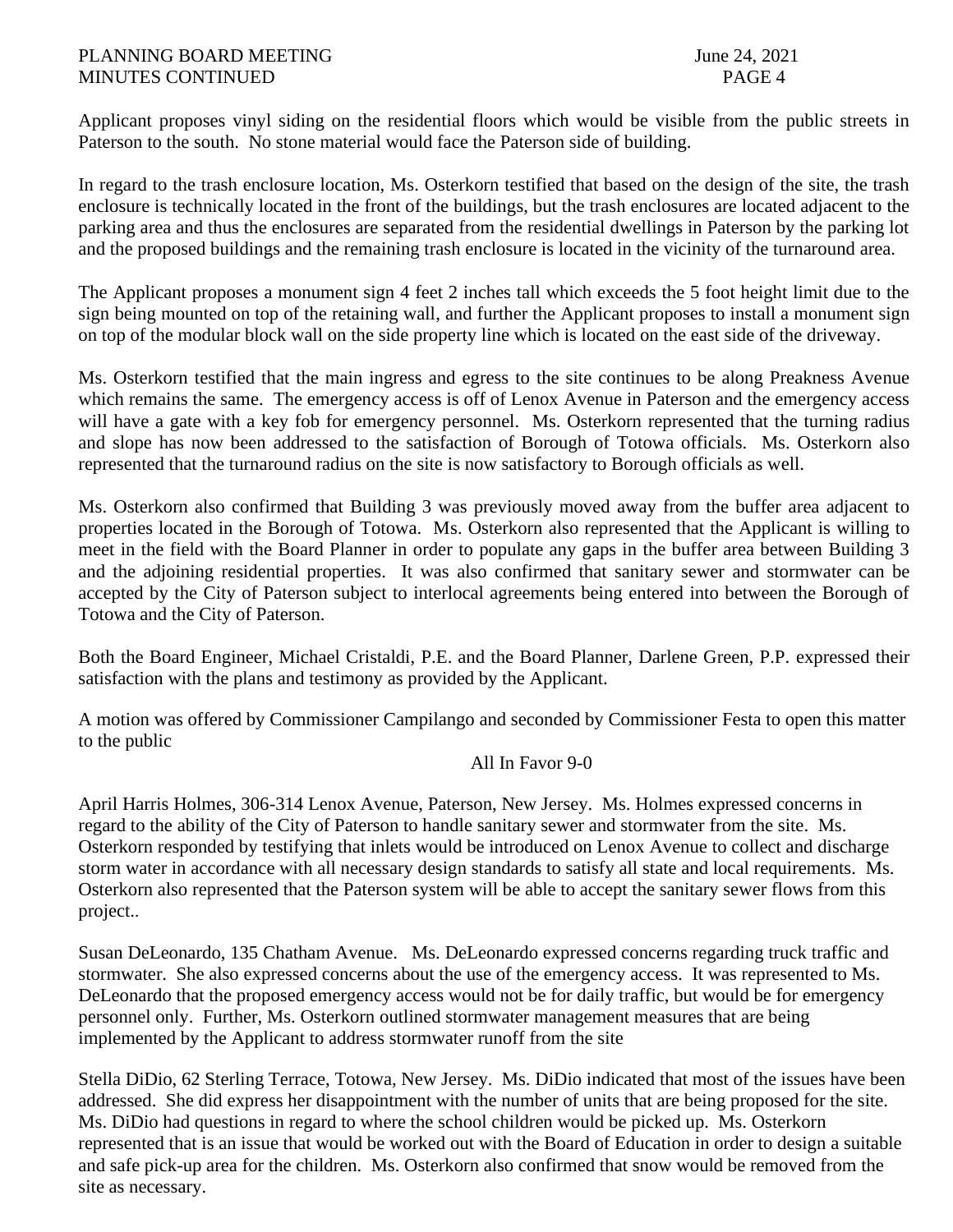Applicant proposes vinyl siding on the residential floors which would be visible from the public streets in Paterson to the south. No stone material would face the Paterson side of building.

In regard to the trash enclosure location, Ms. Osterkorn testified that based on the design of the site, the trash enclosure is technically located in the front of the buildings, but the trash enclosures are located adjacent to the parking area and thus the enclosures are separated from the residential dwellings in Paterson by the parking lot and the proposed buildings and the remaining trash enclosure is located in the vicinity of the turnaround area.

The Applicant proposes a monument sign 4 feet 2 inches tall which exceeds the 5 foot height limit due to the sign being mounted on top of the retaining wall, and further the Applicant proposes to install a monument sign on top of the modular block wall on the side property line which is located on the east side of the driveway.

Ms. Osterkorn testified that the main ingress and egress to the site continues to be along Preakness Avenue which remains the same. The emergency access is off of Lenox Avenue in Paterson and the emergency access will have a gate with a key fob for emergency personnel. Ms. Osterkorn represented that the turning radius and slope has now been addressed to the satisfaction of Borough of Totowa officials. Ms. Osterkorn also represented that the turnaround radius on the site is now satisfactory to Borough officials as well.

Ms. Osterkorn also confirmed that Building 3 was previously moved away from the buffer area adjacent to properties located in the Borough of Totowa. Ms. Osterkorn also represented that the Applicant is willing to meet in the field with the Board Planner in order to populate any gaps in the buffer area between Building 3 and the adjoining residential properties. It was also confirmed that sanitary sewer and stormwater can be accepted by the City of Paterson subject to interlocal agreements being entered into between the Borough of Totowa and the City of Paterson.

Both the Board Engineer, Michael Cristaldi, P.E. and the Board Planner, Darlene Green, P.P. expressed their satisfaction with the plans and testimony as provided by the Applicant.

A motion was offered by Commissioner Campilango and seconded by Commissioner Festa to open this matter to the public

All In Favor 9-0

April Harris Holmes, 306-314 Lenox Avenue, Paterson, New Jersey. Ms. Holmes expressed concerns in regard to the ability of the City of Paterson to handle sanitary sewer and stormwater from the site. Ms. Osterkorn responded by testifying that inlets would be introduced on Lenox Avenue to collect and discharge storm water in accordance with all necessary design standards to satisfy all state and local requirements. Ms. Osterkorn also represented that the Paterson system will be able to accept the sanitary sewer flows from this project..

Susan DeLeonardo, 135 Chatham Avenue. Ms. DeLeonardo expressed concerns regarding truck traffic and stormwater. She also expressed concerns about the use of the emergency access. It was represented to Ms. DeLeonardo that the proposed emergency access would not be for daily traffic, but would be for emergency personnel only. Further, Ms. Osterkorn outlined stormwater management measures that are being implemented by the Applicant to address stormwater runoff from the site

Stella DiDio, 62 Sterling Terrace, Totowa, New Jersey. Ms. DiDio indicated that most of the issues have been addressed. She did express her disappointment with the number of units that are being proposed for the site. Ms. DiDio had questions in regard to where the school children would be picked up. Ms. Osterkorn represented that is an issue that would be worked out with the Board of Education in order to design a suitable and safe pick-up area for the children. Ms. Osterkorn also confirmed that snow would be removed from the site as necessary.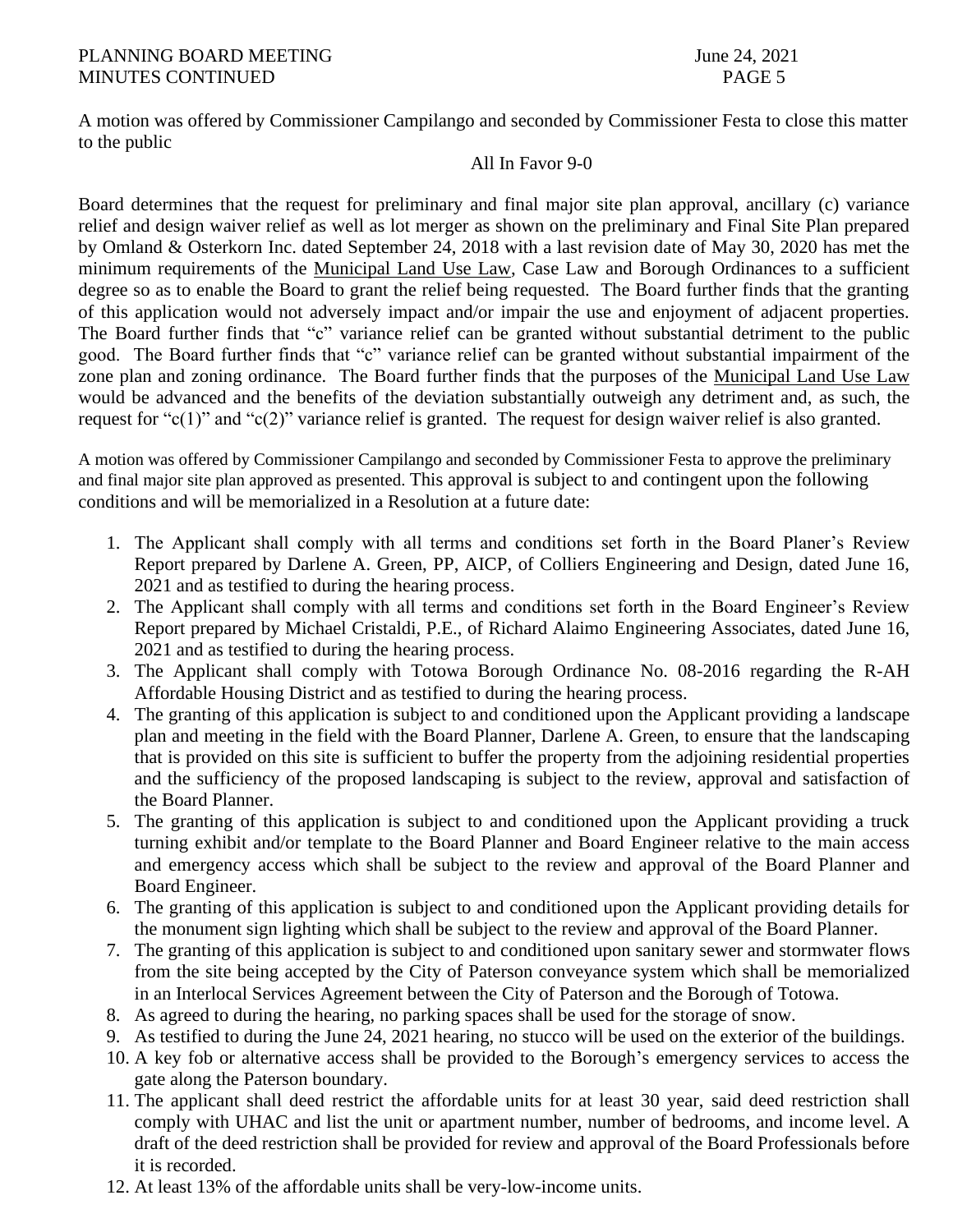A motion was offered by Commissioner Campilango and seconded by Commissioner Festa to close this matter to the public

All In Favor 9-0

Board determines that the request for preliminary and final major site plan approval, ancillary (c) variance relief and design waiver relief as well as lot merger as shown on the preliminary and Final Site Plan prepared by Omland & Osterkorn Inc. dated September 24, 2018 with a last revision date of May 30, 2020 has met the minimum requirements of the Municipal Land Use Law, Case Law and Borough Ordinances to a sufficient degree so as to enable the Board to grant the relief being requested. The Board further finds that the granting of this application would not adversely impact and/or impair the use and enjoyment of adjacent properties. The Board further finds that "c" variance relief can be granted without substantial detriment to the public good. The Board further finds that "c" variance relief can be granted without substantial impairment of the zone plan and zoning ordinance. The Board further finds that the purposes of the Municipal Land Use Law would be advanced and the benefits of the deviation substantially outweigh any detriment and, as such, the request for "c(1)" and "c(2)" variance relief is granted. The request for design waiver relief is also granted.

A motion was offered by Commissioner Campilango and seconded by Commissioner Festa to approve the preliminary and final major site plan approved as presented. This approval is subject to and contingent upon the following conditions and will be memorialized in a Resolution at a future date:

1. The Applicant shall comply with all terms and conditions set forth in the Board Planer's Review Report prepared by Darlene A. Green, PP, AICP, of Colliers Engineering and Design, dated June 16, 2021 and as testified to during the hearing process.
2. The Applicant shall comply with all terms and conditions set forth in the Board Engineer's Review Report prepared by Michael Cristaldi, P.E., of Richard Alaimo Engineering Associates, dated June 16, 2021 and as testified to during the hearing process.
3. The Applicant shall comply with Totowa Borough Ordinance No. 08-2016 regarding the R-AH Affordable Housing District and as testified to during the hearing process.
4. The granting of this application is subject to and conditioned upon the Applicant providing a landscape plan and meeting in the field with the Board Planner, Darlene A. Green, to ensure that the landscaping that is provided on this site is sufficient to buffer the property from the adjoining residential properties and the sufficiency of the proposed landscaping is subject to the review, approval and satisfaction of the Board Planner.
5. The granting of this application is subject to and conditioned upon the Applicant providing a truck turning exhibit and/or template to the Board Planner and Board Engineer relative to the main access and emergency access which shall be subject to the review and approval of the Board Planner and Board Engineer.
6. The granting of this application is subject to and conditioned upon the Applicant providing details for the monument sign lighting which shall be subject to the review and approval of the Board Planner.
7. The granting of this application is subject to and conditioned upon sanitary sewer and stormwater flows from the site being accepted by the City of Paterson conveyance system which shall be memorialized in an Interlocal Services Agreement between the City of Paterson and the Borough of Totowa.
8. As agreed to during the hearing, no parking spaces shall be used for the storage of snow.
9. As testified to during the June 24, 2021 hearing, no stucco will be used on the exterior of the buildings.
10. A key fob or alternative access shall be provided to the Borough's emergency services to access the gate along the Paterson boundary.
11. The applicant shall deed restrict the affordable units for at least 30 year, said deed restriction shall comply with UHAC and list the unit or apartment number, number of bedrooms, and income level. A draft of the deed restriction shall be provided for review and approval of the Board Professionals before it is recorded.
12. At least 13% of the affordable units shall be very-low-income units.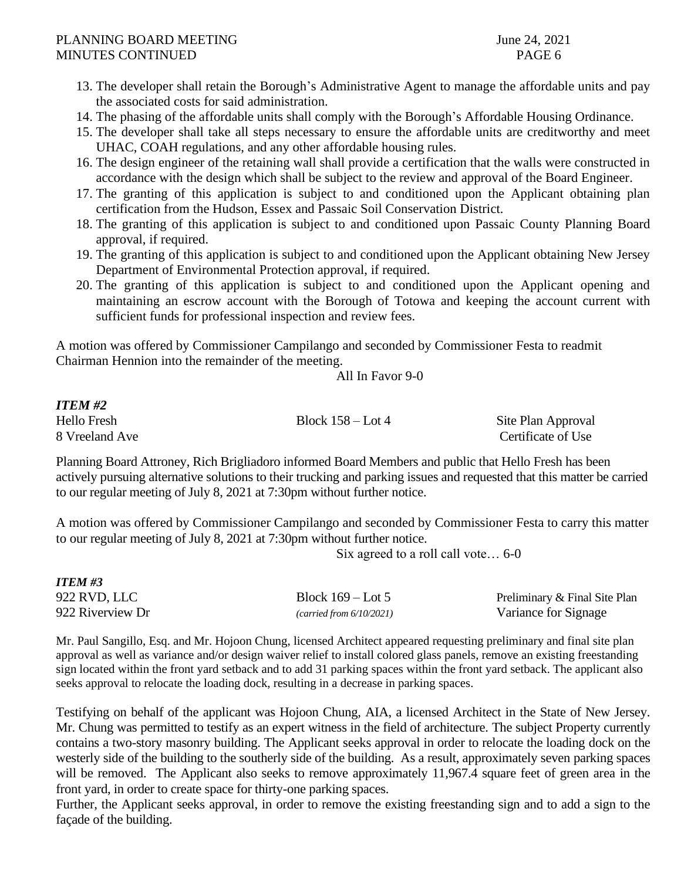13. The developer shall retain the Borough's Administrative Agent to manage the affordable units and pay the associated costs for said administration.
14. The phasing of the affordable units shall comply with the Borough's Affordable Housing Ordinance.
15. The developer shall take all steps necessary to ensure the affordable units are creditworthy and meet UHAC, COAH regulations, and any other affordable housing rules.
16. The design engineer of the retaining wall shall provide a certification that the walls were constructed in accordance with the design which shall be subject to the review and approval of the Board Engineer.
17. The granting of this application is subject to and conditioned upon the Applicant obtaining plan certification from the Hudson, Essex and Passaic Soil Conservation District.
18. The granting of this application is subject to and conditioned upon Passaic County Planning Board approval, if required.
19. The granting of this application is subject to and conditioned upon the Applicant obtaining New Jersey Department of Environmental Protection approval, if required.
20. The granting of this application is subject to and conditioned upon the Applicant opening and maintaining an escrow account with the Borough of Totowa and keeping the account current with sufficient funds for professional inspection and review fees.

A motion was offered by Commissioner Campilango and seconded by Commissioner Festa to readmit Chairman Hennion into the remainder of the meeting.

All In Favor 9-0

***ITEM #2***

| | | |
|---|---|---|
| Hello Fresh | Block 158 – Lot 4 | Site Plan Approval |
| 8 Vreeland Ave | | Certificate of Use |

Planning Board Attroney, Rich Brigliadoro informed Board Members and public that Hello Fresh has been actively pursuing alternative solutions to their trucking and parking issues and requested that this matter be carried to our regular meeting of July 8, 2021 at 7:30pm without further notice.

A motion was offered by Commissioner Campilango and seconded by Commissioner Festa to carry this matter to our regular meeting of July 8, 2021 at 7:30pm without further notice.

Six agreed to a roll call vote… 6-0

***ITEM #3***

| | | |
|---|---|---|
| 922 RVD, LLC | Block 169 – Lot 5 | Preliminary & Final Site Plan |
| 922 Riverview Dr | *(carried from 6/10/2021)* | Variance for Signage |

Mr. Paul Sangillo, Esq. and Mr. Hojoon Chung, licensed Architect appeared requesting preliminary and final site plan approval as well as variance and/or design waiver relief to install colored glass panels, remove an existing freestanding sign located within the front yard setback and to add 31 parking spaces within the front yard setback. The applicant also seeks approval to relocate the loading dock, resulting in a decrease in parking spaces.

Testifying on behalf of the applicant was Hojoon Chung, AIA, a licensed Architect in the State of New Jersey. Mr. Chung was permitted to testify as an expert witness in the field of architecture. The subject Property currently contains a two-story masonry building. The Applicant seeks approval in order to relocate the loading dock on the westerly side of the building to the southerly side of the building. As a result, approximately seven parking spaces will be removed. The Applicant also seeks to remove approximately 11,967.4 square feet of green area in the front yard, in order to create space for thirty-one parking spaces.

Further, the Applicant seeks approval, in order to remove the existing freestanding sign and to add a sign to the façade of the building.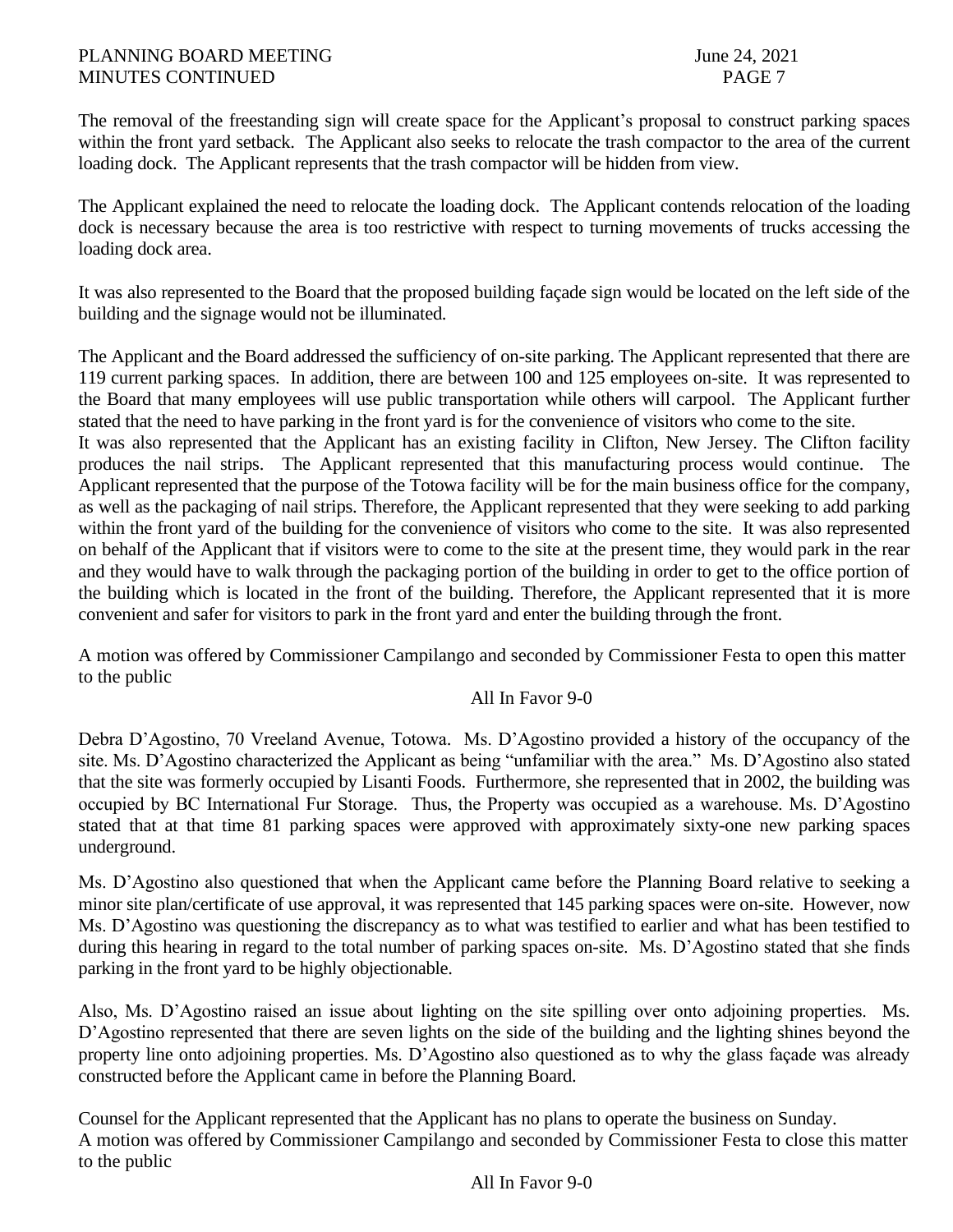The removal of the freestanding sign will create space for the Applicant's proposal to construct parking spaces within the front yard setback. The Applicant also seeks to relocate the trash compactor to the area of the current loading dock. The Applicant represents that the trash compactor will be hidden from view.

The Applicant explained the need to relocate the loading dock. The Applicant contends relocation of the loading dock is necessary because the area is too restrictive with respect to turning movements of trucks accessing the loading dock area.

It was also represented to the Board that the proposed building façade sign would be located on the left side of the building and the signage would not be illuminated.

The Applicant and the Board addressed the sufficiency of on-site parking. The Applicant represented that there are 119 current parking spaces. In addition, there are between 100 and 125 employees on-site. It was represented to the Board that many employees will use public transportation while others will carpool. The Applicant further stated that the need to have parking in the front yard is for the convenience of visitors who come to the site.
It was also represented that the Applicant has an existing facility in Clifton, New Jersey. The Clifton facility produces the nail strips. The Applicant represented that this manufacturing process would continue. The Applicant represented that the purpose of the Totowa facility will be for the main business office for the company, as well as the packaging of nail strips. Therefore, the Applicant represented that they were seeking to add parking within the front yard of the building for the convenience of visitors who come to the site. It was also represented on behalf of the Applicant that if visitors were to come to the site at the present time, they would park in the rear and they would have to walk through the packaging portion of the building in order to get to the office portion of the building which is located in the front of the building. Therefore, the Applicant represented that it is more convenient and safer for visitors to park in the front yard and enter the building through the front.

A motion was offered by Commissioner Campilango and seconded by Commissioner Festa to open this matter to the public

All In Favor 9-0

Debra D'Agostino, 70 Vreeland Avenue, Totowa. Ms. D'Agostino provided a history of the occupancy of the site. Ms. D'Agostino characterized the Applicant as being "unfamiliar with the area." Ms. D'Agostino also stated that the site was formerly occupied by Lisanti Foods. Furthermore, she represented that in 2002, the building was occupied by BC International Fur Storage. Thus, the Property was occupied as a warehouse. Ms. D'Agostino stated that at that time 81 parking spaces were approved with approximately sixty-one new parking spaces underground.

Ms. D'Agostino also questioned that when the Applicant came before the Planning Board relative to seeking a minor site plan/certificate of use approval, it was represented that 145 parking spaces were on-site. However, now Ms. D'Agostino was questioning the discrepancy as to what was testified to earlier and what has been testified to during this hearing in regard to the total number of parking spaces on-site. Ms. D'Agostino stated that she finds parking in the front yard to be highly objectionable.

Also, Ms. D'Agostino raised an issue about lighting on the site spilling over onto adjoining properties. Ms. D'Agostino represented that there are seven lights on the side of the building and the lighting shines beyond the property line onto adjoining properties. Ms. D'Agostino also questioned as to why the glass façade was already constructed before the Applicant came in before the Planning Board.

Counsel for the Applicant represented that the Applicant has no plans to operate the business on Sunday.
A motion was offered by Commissioner Campilango and seconded by Commissioner Festa to close this matter to the public

All In Favor 9-0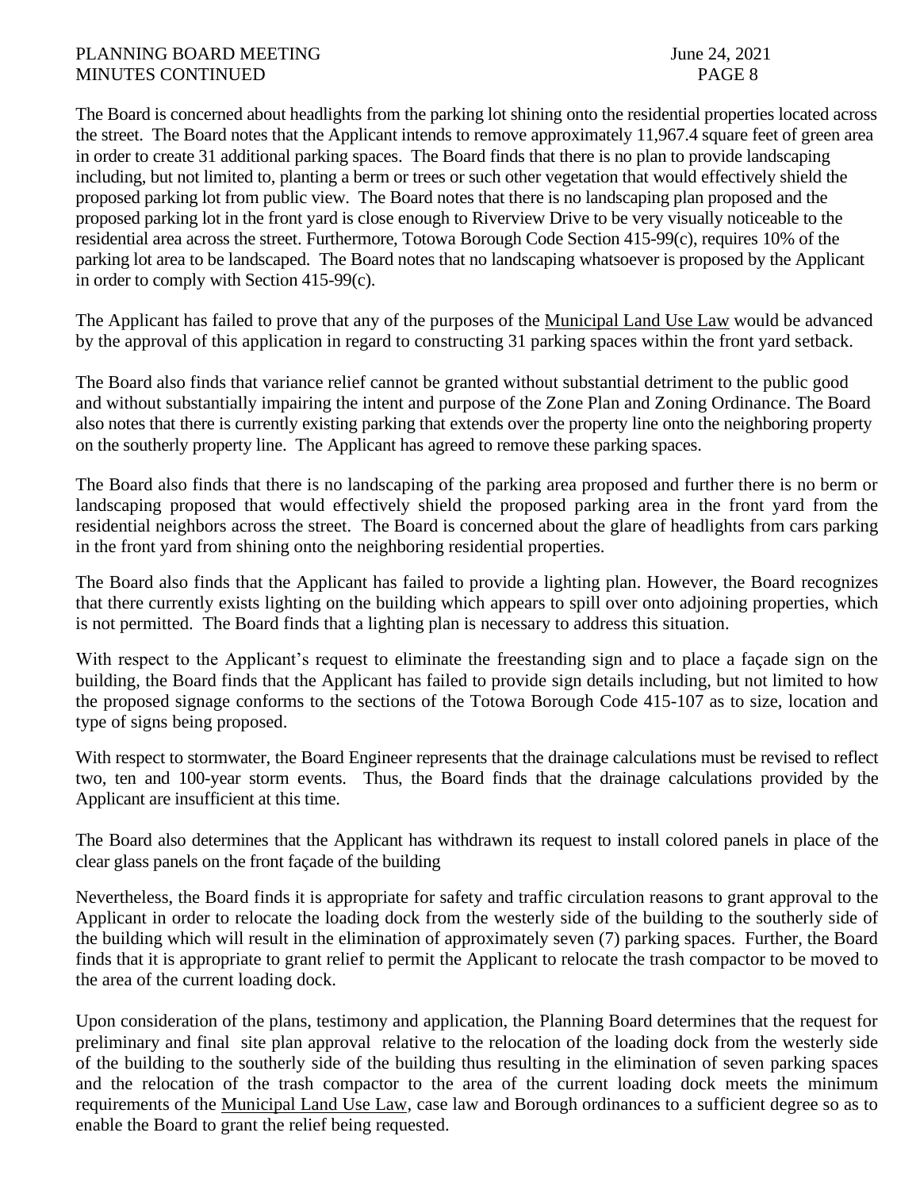The Board is concerned about headlights from the parking lot shining onto the residential properties located across the street. The Board notes that the Applicant intends to remove approximately 11,967.4 square feet of green area in order to create 31 additional parking spaces. The Board finds that there is no plan to provide landscaping including, but not limited to, planting a berm or trees or such other vegetation that would effectively shield the proposed parking lot from public view. The Board notes that there is no landscaping plan proposed and the proposed parking lot in the front yard is close enough to Riverview Drive to be very visually noticeable to the residential area across the street. Furthermore, Totowa Borough Code Section 415-99(c), requires 10% of the parking lot area to be landscaped. The Board notes that no landscaping whatsoever is proposed by the Applicant in order to comply with Section 415-99(c).

The Applicant has failed to prove that any of the purposes of the Municipal Land Use Law would be advanced by the approval of this application in regard to constructing 31 parking spaces within the front yard setback.

The Board also finds that variance relief cannot be granted without substantial detriment to the public good and without substantially impairing the intent and purpose of the Zone Plan and Zoning Ordinance. The Board also notes that there is currently existing parking that extends over the property line onto the neighboring property on the southerly property line. The Applicant has agreed to remove these parking spaces.

The Board also finds that there is no landscaping of the parking area proposed and further there is no berm or landscaping proposed that would effectively shield the proposed parking area in the front yard from the residential neighbors across the street. The Board is concerned about the glare of headlights from cars parking in the front yard from shining onto the neighboring residential properties.

The Board also finds that the Applicant has failed to provide a lighting plan. However, the Board recognizes that there currently exists lighting on the building which appears to spill over onto adjoining properties, which is not permitted. The Board finds that a lighting plan is necessary to address this situation.

With respect to the Applicant's request to eliminate the freestanding sign and to place a façade sign on the building, the Board finds that the Applicant has failed to provide sign details including, but not limited to how the proposed signage conforms to the sections of the Totowa Borough Code 415-107 as to size, location and type of signs being proposed.

With respect to stormwater, the Board Engineer represents that the drainage calculations must be revised to reflect two, ten and 100-year storm events. Thus, the Board finds that the drainage calculations provided by the Applicant are insufficient at this time.

The Board also determines that the Applicant has withdrawn its request to install colored panels in place of the clear glass panels on the front façade of the building

Nevertheless, the Board finds it is appropriate for safety and traffic circulation reasons to grant approval to the Applicant in order to relocate the loading dock from the westerly side of the building to the southerly side of the building which will result in the elimination of approximately seven (7) parking spaces. Further, the Board finds that it is appropriate to grant relief to permit the Applicant to relocate the trash compactor to be moved to the area of the current loading dock.

Upon consideration of the plans, testimony and application, the Planning Board determines that the request for preliminary and final site plan approval relative to the relocation of the loading dock from the westerly side of the building to the southerly side of the building thus resulting in the elimination of seven parking spaces and the relocation of the trash compactor to the area of the current loading dock meets the minimum requirements of the Municipal Land Use Law, case law and Borough ordinances to a sufficient degree so as to enable the Board to grant the relief being requested.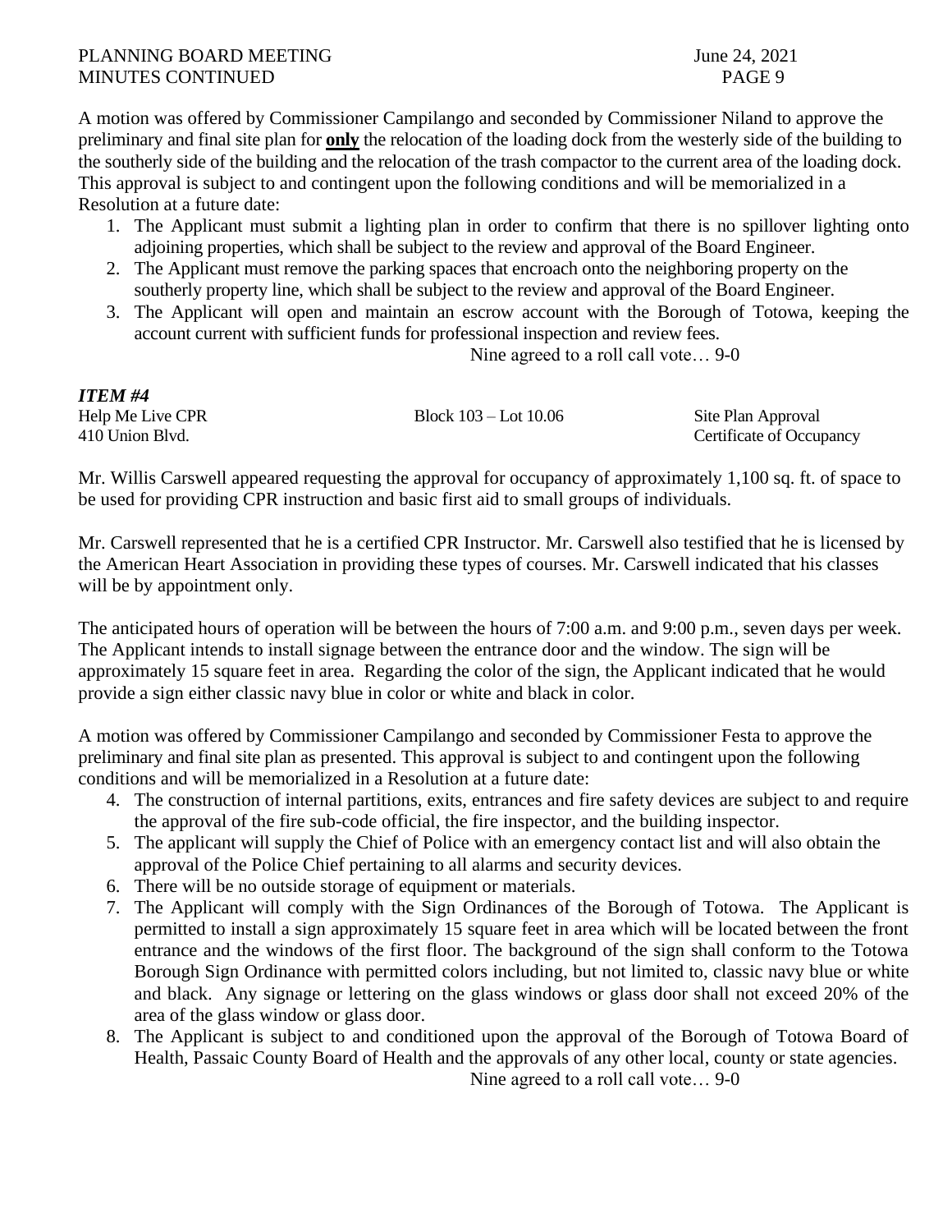A motion was offered by Commissioner Campilango and seconded by Commissioner Niland to approve the preliminary and final site plan for **only** the relocation of the loading dock from the westerly side of the building to the southerly side of the building and the relocation of the trash compactor to the current area of the loading dock. This approval is subject to and contingent upon the following conditions and will be memorialized in a Resolution at a future date:

1. The Applicant must submit a lighting plan in order to confirm that there is no spillover lighting onto adjoining properties, which shall be subject to the review and approval of the Board Engineer.
2. The Applicant must remove the parking spaces that encroach onto the neighboring property on the southerly property line, which shall be subject to the review and approval of the Board Engineer.
3. The Applicant will open and maintain an escrow account with the Borough of Totowa, keeping the account current with sufficient funds for professional inspection and review fees.

Nine agreed to a roll call vote… 9-0

***ITEM #4***

| | | |
|---|---|---|
| Help Me Live CPR | Block 103 – Lot 10.06 | Site Plan Approval |
| 410 Union Blvd. | | Certificate of Occupancy |

Mr. Willis Carswell appeared requesting the approval for occupancy of approximately 1,100 sq. ft. of space to be used for providing CPR instruction and basic first aid to small groups of individuals.

Mr. Carswell represented that he is a certified CPR Instructor. Mr. Carswell also testified that he is licensed by the American Heart Association in providing these types of courses. Mr. Carswell indicated that his classes will be by appointment only.

The anticipated hours of operation will be between the hours of 7:00 a.m. and 9:00 p.m., seven days per week. The Applicant intends to install signage between the entrance door and the window. The sign will be approximately 15 square feet in area. Regarding the color of the sign, the Applicant indicated that he would provide a sign either classic navy blue in color or white and black in color.

A motion was offered by Commissioner Campilango and seconded by Commissioner Festa to approve the preliminary and final site plan as presented. This approval is subject to and contingent upon the following conditions and will be memorialized in a Resolution at a future date:

4. The construction of internal partitions, exits, entrances and fire safety devices are subject to and require the approval of the fire sub-code official, the fire inspector, and the building inspector.
5. The applicant will supply the Chief of Police with an emergency contact list and will also obtain the approval of the Police Chief pertaining to all alarms and security devices.
6. There will be no outside storage of equipment or materials.
7. The Applicant will comply with the Sign Ordinances of the Borough of Totowa. The Applicant is permitted to install a sign approximately 15 square feet in area which will be located between the front entrance and the windows of the first floor. The background of the sign shall conform to the Totowa Borough Sign Ordinance with permitted colors including, but not limited to, classic navy blue or white and black. Any signage or lettering on the glass windows or glass door shall not exceed 20% of the area of the glass window or glass door.
8. The Applicant is subject to and conditioned upon the approval of the Borough of Totowa Board of Health, Passaic County Board of Health and the approvals of any other local, county or state agencies.

Nine agreed to a roll call vote… 9-0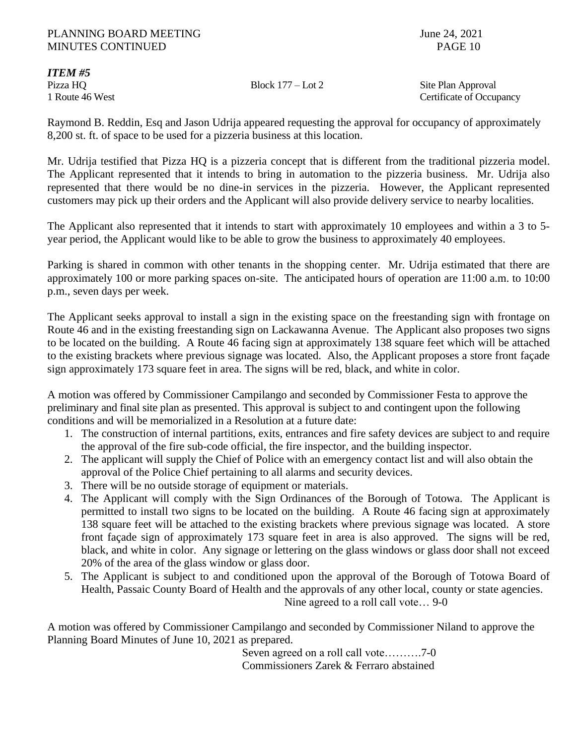***ITEM #5***

Pizza HQ — Block 177 – Lot 2 — Site Plan Approval
1 Route 46 West — Certificate of Occupancy

Raymond B. Reddin, Esq and Jason Udrija appeared requesting the approval for occupancy of approximately 8,200 st. ft. of space to be used for a pizzeria business at this location.

Mr. Udrija testified that Pizza HQ is a pizzeria concept that is different from the traditional pizzeria model. The Applicant represented that it intends to bring in automation to the pizzeria business. Mr. Udrija also represented that there would be no dine-in services in the pizzeria. However, the Applicant represented customers may pick up their orders and the Applicant will also provide delivery service to nearby localities.

The Applicant also represented that it intends to start with approximately 10 employees and within a 3 to 5-year period, the Applicant would like to be able to grow the business to approximately 40 employees.

Parking is shared in common with other tenants in the shopping center. Mr. Udrija estimated that there are approximately 100 or more parking spaces on-site. The anticipated hours of operation are 11:00 a.m. to 10:00 p.m., seven days per week.

The Applicant seeks approval to install a sign in the existing space on the freestanding sign with frontage on Route 46 and in the existing freestanding sign on Lackawanna Avenue. The Applicant also proposes two signs to be located on the building. A Route 46 facing sign at approximately 138 square feet which will be attached to the existing brackets where previous signage was located. Also, the Applicant proposes a store front façade sign approximately 173 square feet in area. The signs will be red, black, and white in color.

A motion was offered by Commissioner Campilango and seconded by Commissioner Festa to approve the preliminary and final site plan as presented. This approval is subject to and contingent upon the following conditions and will be memorialized in a Resolution at a future date:

1. The construction of internal partitions, exits, entrances and fire safety devices are subject to and require the approval of the fire sub-code official, the fire inspector, and the building inspector.
2. The applicant will supply the Chief of Police with an emergency contact list and will also obtain the approval of the Police Chief pertaining to all alarms and security devices.
3. There will be no outside storage of equipment or materials.
4. The Applicant will comply with the Sign Ordinances of the Borough of Totowa. The Applicant is permitted to install two signs to be located on the building. A Route 46 facing sign at approximately 138 square feet will be attached to the existing brackets where previous signage was located. A store front façade sign of approximately 173 square feet in area is also approved. The signs will be red, black, and white in color. Any signage or lettering on the glass windows or glass door shall not exceed 20% of the area of the glass window or glass door.
5. The Applicant is subject to and conditioned upon the approval of the Borough of Totowa Board of Health, Passaic County Board of Health and the approvals of any other local, county or state agencies.

Nine agreed to a roll call vote… 9-0

A motion was offered by Commissioner Campilango and seconded by Commissioner Niland to approve the Planning Board Minutes of June 10, 2021 as prepared.

Seven agreed on a roll call vote……….7-0
Commissioners Zarek & Ferraro abstained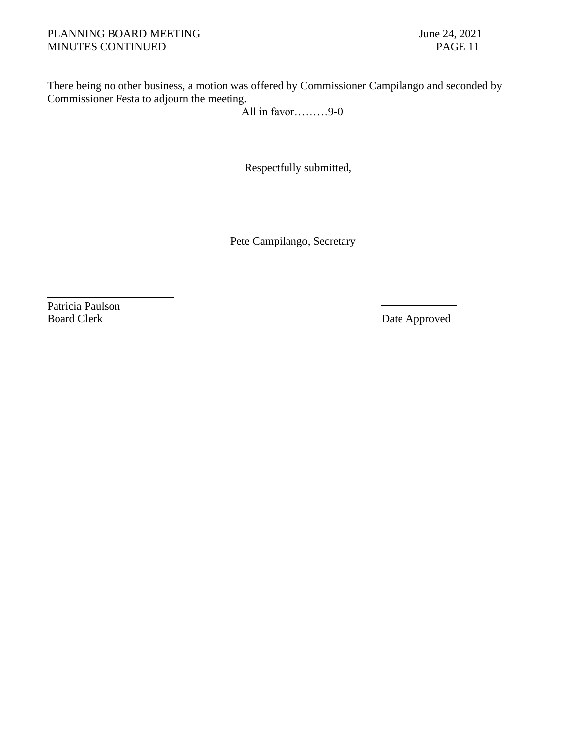There being no other business, a motion was offered by Commissioner Campilango and seconded by Commissioner Festa to adjourn the meeting.

All in favor………9-0

Respectfully submitted,

\_\_\_\_\_\_\_\_\_\_\_\_\_\_\_\_\_\_\_\_\_\_\_\_

Pete Campilango, Secretary

\_\_\_\_\_\_\_\_\_\_\_\_\_\_\_\_\_\_\_\_\_\_\_\_

Patricia Paulson
Board Clerk

\_\_\_\_\_\_\_\_\_\_\_\_\_\_

Date Approved